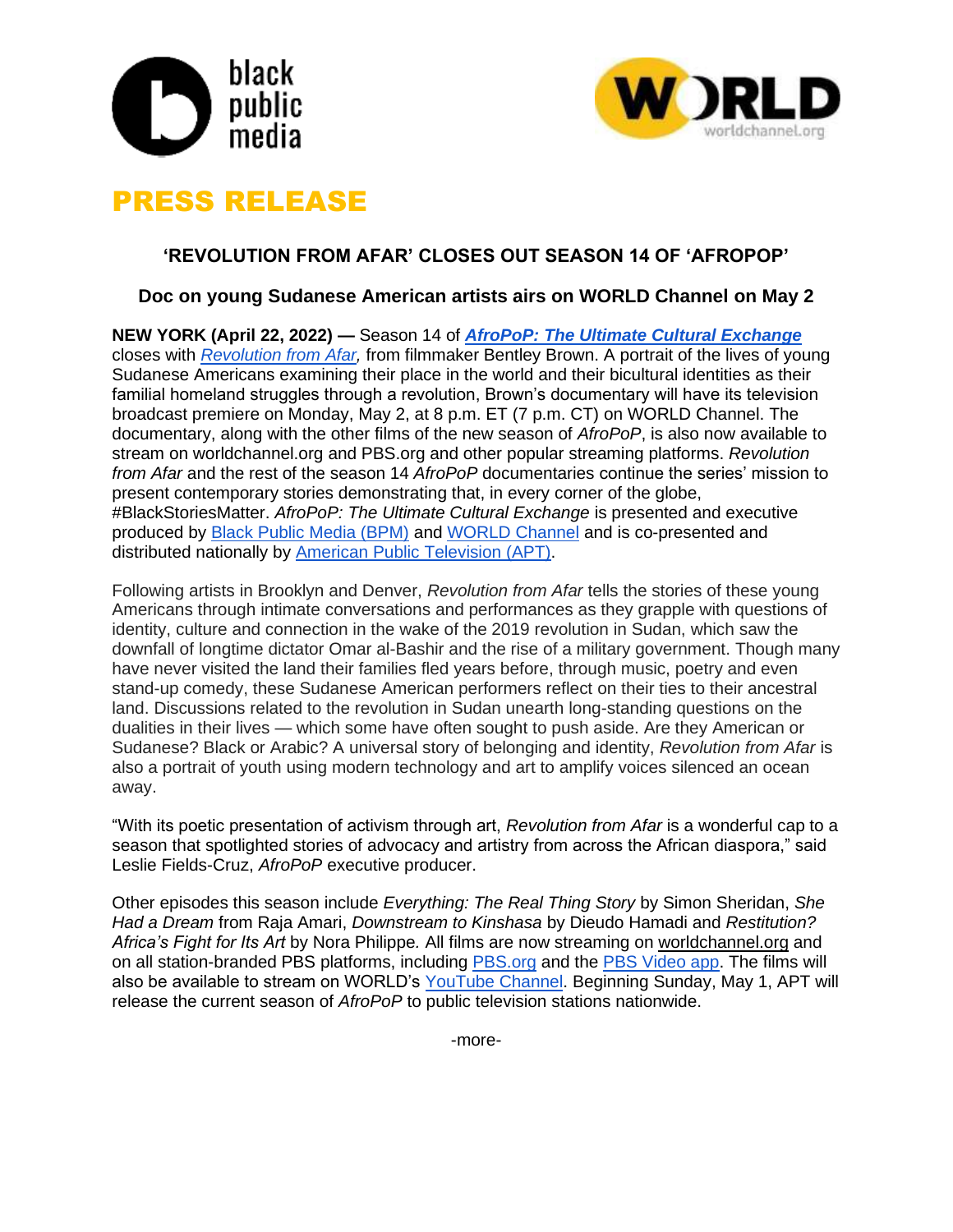black public media

WORLD worldchannel.org

# PRESS RELEASE

## 'REVOLUTION FROM AFAR' CLOSES OUT SEASON 14 OF 'AFROPOP'

### Doc on young Sudanese American artists airs on WORLD Channel on May 2

**NEW YORK (April 22, 2022) —** Season 14 of ***AfroPoP: The Ultimate Cultural Exchange*** closes with *Revolution from Afar,* from filmmaker Bentley Brown. A portrait of the lives of young Sudanese Americans examining their place in the world and their bicultural identities as their familial homeland struggles through a revolution, Brown's documentary will have its television broadcast premiere on Monday, May 2, at 8 p.m. ET (7 p.m. CT) on WORLD Channel. The documentary, along with the other films of the new season of *AfroPoP*, is also now available to stream on worldchannel.org and PBS.org and other popular streaming platforms. *Revolution from Afar* and the rest of the season 14 *AfroPoP* documentaries continue the series' mission to present contemporary stories demonstrating that, in every corner of the globe, #BlackStoriesMatter. *AfroPoP: The Ultimate Cultural Exchange* is presented and executive produced by Black Public Media (BPM) and WORLD Channel and is co-presented and distributed nationally by American Public Television (APT).

Following artists in Brooklyn and Denver, *Revolution from Afar* tells the stories of these young Americans through intimate conversations and performances as they grapple with questions of identity, culture and connection in the wake of the 2019 revolution in Sudan, which saw the downfall of longtime dictator Omar al-Bashir and the rise of a military government. Though many have never visited the land their families fled years before, through music, poetry and even stand-up comedy, these Sudanese American performers reflect on their ties to their ancestral land. Discussions related to the revolution in Sudan unearth long-standing questions on the dualities in their lives — which some have often sought to push aside. Are they American or Sudanese? Black or Arabic? A universal story of belonging and identity, *Revolution from Afar* is also a portrait of youth using modern technology and art to amplify voices silenced an ocean away.

"With its poetic presentation of activism through art, *Revolution from Afar* is a wonderful cap to a season that spotlighted stories of advocacy and artistry from across the African diaspora," said Leslie Fields-Cruz, *AfroPoP* executive producer.

Other episodes this season include *Everything: The Real Thing Story* by Simon Sheridan, *She Had a Dream* from Raja Amari, *Downstream to Kinshasa* by Dieudo Hamadi and *Restitution? Africa's Fight for Its Art* by Nora Philippe*.* All films are now streaming on worldchannel.org and on all station-branded PBS platforms, including PBS.org and the PBS Video app. The films will also be available to stream on WORLD's YouTube Channel. Beginning Sunday, May 1, APT will release the current season of *AfroPoP* to public television stations nationwide.

-more-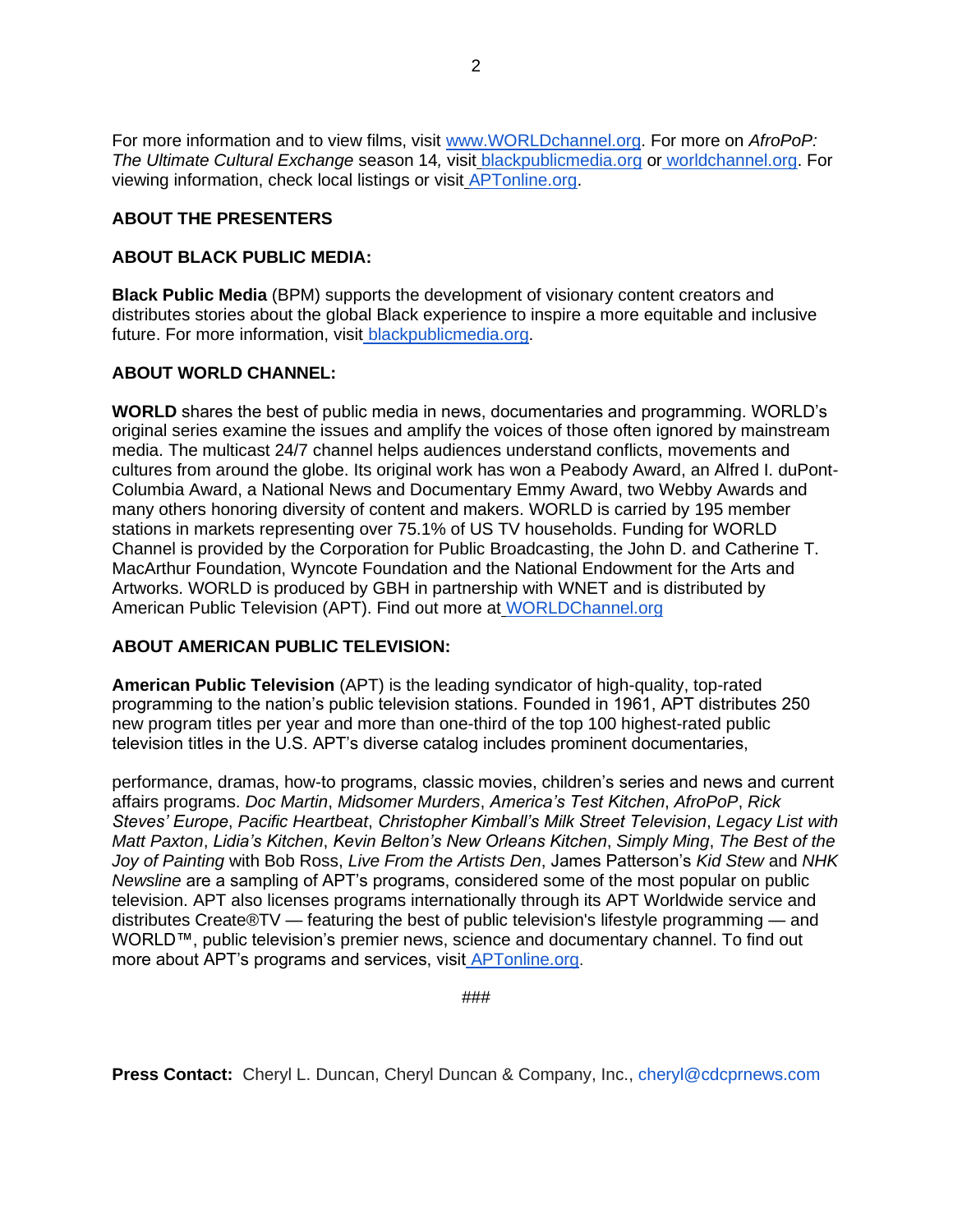For more information and to view films, visit www.WORLDchannel.org. For more on *AfroPoP: The Ultimate Cultural Exchange* season 14*,* visit blackpublicmedia.org or worldchannel.org. For viewing information, check local listings or visit APTonline.org.

**ABOUT THE PRESENTERS**

**ABOUT BLACK PUBLIC MEDIA:**

**Black Public Media** (BPM) supports the development of visionary content creators and distributes stories about the global Black experience to inspire a more equitable and inclusive future. For more information, visit blackpublicmedia.org.

**ABOUT WORLD CHANNEL:**

**WORLD** shares the best of public media in news, documentaries and programming. WORLD's original series examine the issues and amplify the voices of those often ignored by mainstream media. The multicast 24/7 channel helps audiences understand conflicts, movements and cultures from around the globe. Its original work has won a Peabody Award, an Alfred I. duPont-Columbia Award, a National News and Documentary Emmy Award, two Webby Awards and many others honoring diversity of content and makers. WORLD is carried by 195 member stations in markets representing over 75.1% of US TV households. Funding for WORLD Channel is provided by the Corporation for Public Broadcasting, the John D. and Catherine T. MacArthur Foundation, Wyncote Foundation and the National Endowment for the Arts and Artworks. WORLD is produced by GBH in partnership with WNET and is distributed by American Public Television (APT). Find out more at WORLDChannel.org

**ABOUT AMERICAN PUBLIC TELEVISION:**

**American Public Television** (APT) is the leading syndicator of high-quality, top-rated programming to the nation's public television stations. Founded in 1961, APT distributes 250 new program titles per year and more than one-third of the top 100 highest-rated public television titles in the U.S. APT's diverse catalog includes prominent documentaries, performance, dramas, how-to programs, classic movies, children's series and news and current affairs programs. *Doc Martin*, *Midsomer Murders*, *America's Test Kitchen*, *AfroPoP*, *Rick Steves' Europe*, *Pacific Heartbeat*, *Christopher Kimball's Milk Street Television*, *Legacy List with Matt Paxton*, *Lidia's Kitchen*, *Kevin Belton's New Orleans Kitchen*, *Simply Ming*, *The Best of the Joy of Painting* with Bob Ross, *Live From the Artists Den*, James Patterson's *Kid Stew* and *NHK Newsline* are a sampling of APT's programs, considered some of the most popular on public television. APT also licenses programs internationally through its APT Worldwide service and distributes Create®TV — featuring the best of public television's lifestyle programming — and WORLD™, public television's premier news, science and documentary channel. To find out more about APT's programs and services, visit APTonline.org.

###

**Press Contact:** Cheryl L. Duncan, Cheryl Duncan & Company, Inc., cheryl@cdcprnews.com